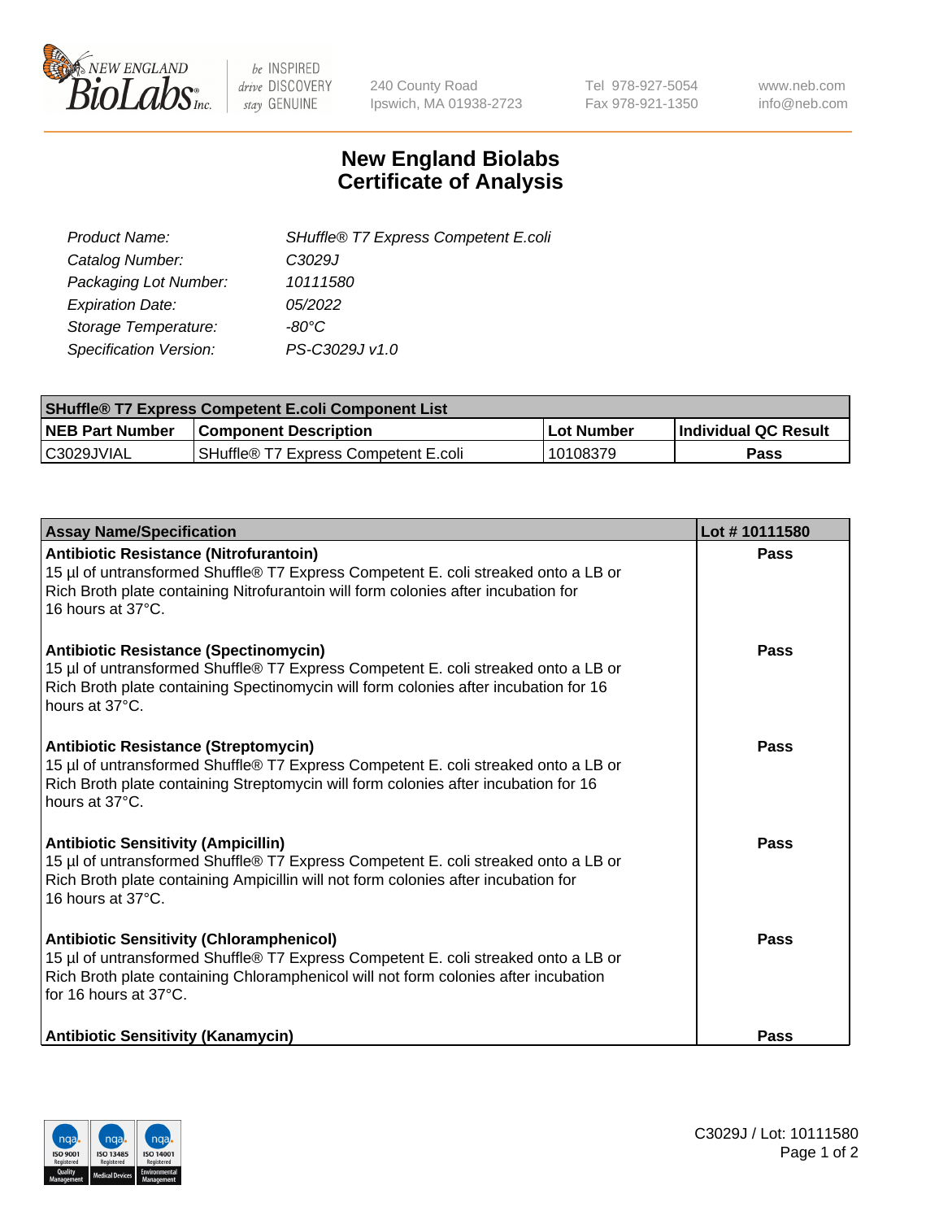NEW ENGLAND BioLabs Inc. | be INSPIRED drive DISCOVERY stay GENUINE | 240 County Road Ipswich, MA 01938-2723 | Tel 978-927-5054 Fax 978-921-1350 | www.neb.com info@neb.com

# New England Biolabs Certificate of Analysis

| | |
|---|---|
| *Product Name:* | *SHuffle® T7 Express Competent E.coli* |
| *Catalog Number:* | *C3029J* |
| *Packaging Lot Number:* | *10111580* |
| *Expiration Date:* | *05/2022* |
| *Storage Temperature:* | *-80°C* |
| *Specification Version:* | *PS-C3029J v1.0* |

| SHuffle® T7 Express Competent E.coli Component List | | | |
|---|---|---|---|
| **NEB Part Number** | **Component Description** | **Lot Number** | **Individual QC Result** |
| C3029JVIAL | SHuffle® T7 Express Competent E.coli | 10108379 | **Pass** |

| Assay Name/Specification | Lot # 10111580 |
|---|---|
| **Antibiotic Resistance (Nitrofurantoin)** 15 µl of untransformed Shuffle® T7 Express Competent E. coli streaked onto a LB or Rich Broth plate containing Nitrofurantoin will form colonies after incubation for 16 hours at 37°C. | **Pass** |
| **Antibiotic Resistance (Spectinomycin)** 15 µl of untransformed Shuffle® T7 Express Competent E. coli streaked onto a LB or Rich Broth plate containing Spectinomycin will form colonies after incubation for 16 hours at 37°C. | **Pass** |
| **Antibiotic Resistance (Streptomycin)** 15 µl of untransformed Shuffle® T7 Express Competent E. coli streaked onto a LB or Rich Broth plate containing Streptomycin will form colonies after incubation for 16 hours at 37°C. | **Pass** |
| **Antibiotic Sensitivity (Ampicillin)** 15 µl of untransformed Shuffle® T7 Express Competent E. coli streaked onto a LB or Rich Broth plate containing Ampicillin will not form colonies after incubation for 16 hours at 37°C. | **Pass** |
| **Antibiotic Sensitivity (Chloramphenicol)** 15 µl of untransformed Shuffle® T7 Express Competent E. coli streaked onto a LB or Rich Broth plate containing Chloramphenicol will not form colonies after incubation for 16 hours at 37°C. | **Pass** |
| **Antibiotic Sensitivity (Kanamycin)** | **Pass** |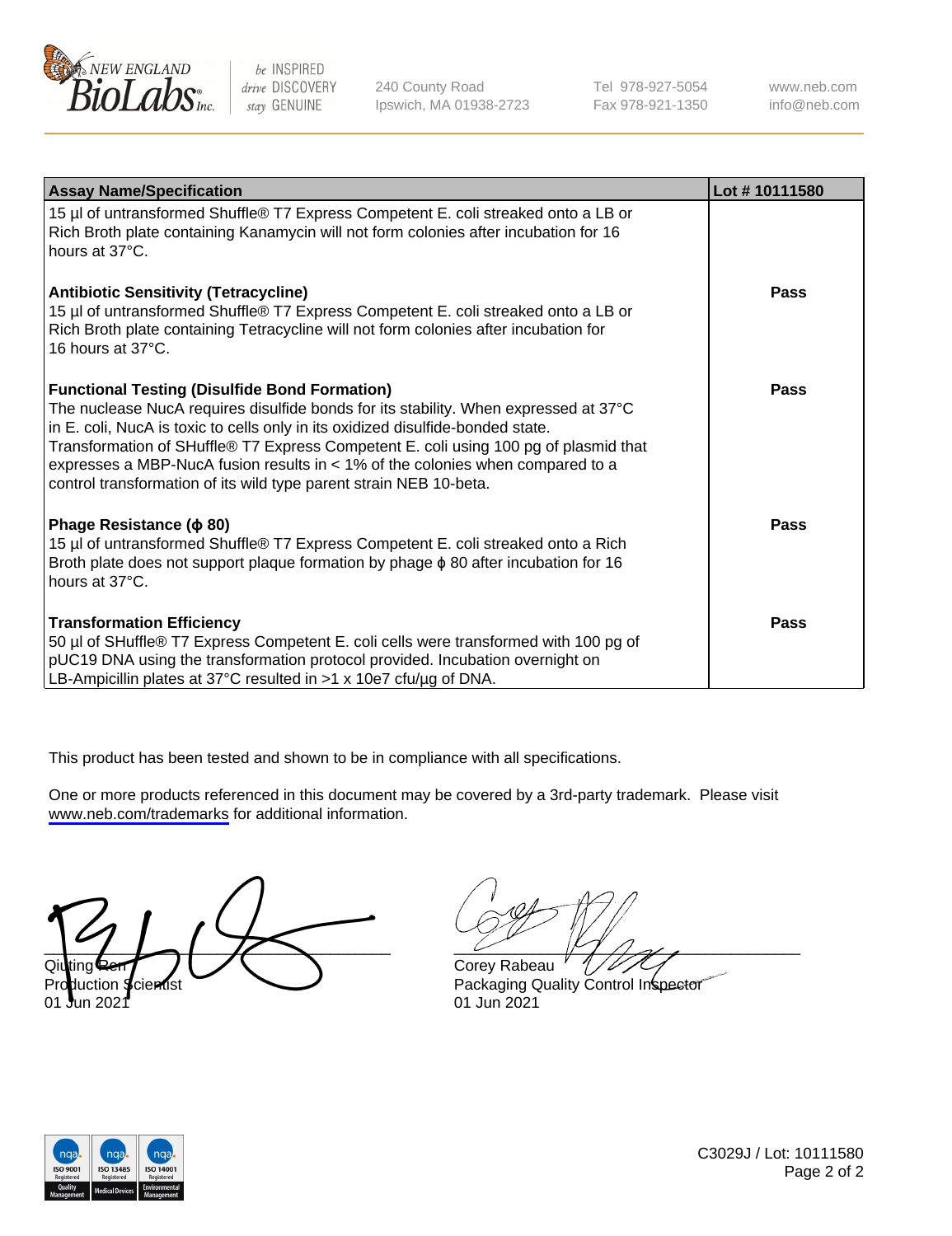| Assay Name/Specification | Lot # 10111580 |
|---|---|
| 15 µl of untransformed Shuffle® T7 Express Competent E. coli streaked onto a LB or Rich Broth plate containing Kanamycin will not form colonies after incubation for 16 hours at 37°C. | |
| **Antibiotic Sensitivity (Tetracycline)**<br>15 µl of untransformed Shuffle® T7 Express Competent E. coli streaked onto a LB or Rich Broth plate containing Tetracycline will not form colonies after incubation for 16 hours at 37°C. | **Pass** |
| **Functional Testing (Disulfide Bond Formation)**<br>The nuclease NucA requires disulfide bonds for its stability. When expressed at 37°C in E. coli, NucA is toxic to cells only in its oxidized disulfide-bonded state. Transformation of SHuffle® T7 Express Competent E. coli using 100 pg of plasmid that expresses a MBP-NucA fusion results in < 1% of the colonies when compared to a control transformation of its wild type parent strain NEB 10-beta. | **Pass** |
| **Phage Resistance (ϕ 80)**<br>15 µl of untransformed Shuffle® T7 Express Competent E. coli streaked onto a Rich Broth plate does not support plaque formation by phage ϕ 80 after incubation for 16 hours at 37°C. | **Pass** |
| **Transformation Efficiency**<br>50 µl of SHuffle® T7 Express Competent E. coli cells were transformed with 100 pg of pUC19 DNA using the transformation protocol provided. Incubation overnight on LB-Ampicillin plates at 37°C resulted in >1 x 10e7 cfu/µg of DNA. | **Pass** |

This product has been tested and shown to be in compliance with all specifications.

One or more products referenced in this document may be covered by a 3rd-party trademark. Please visit www.neb.com/trademarks for additional information.

Qiuting Ren
Production Scientist
01 Jun 2021

Corey Rabeau
Packaging Quality Control Inspector
01 Jun 2021

C3029J / Lot: 10111580